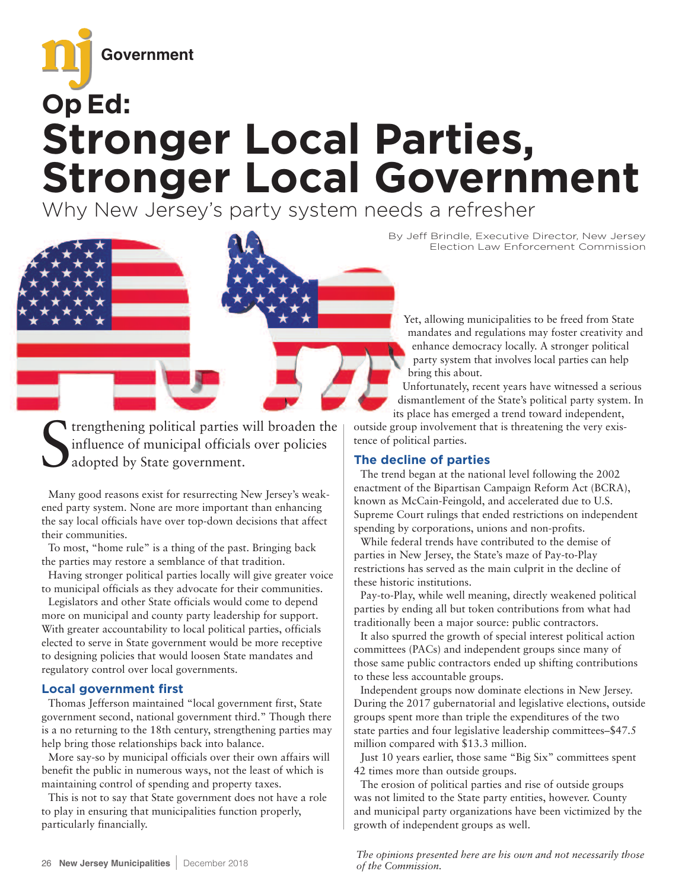Government

# Op Ed:

# Stronger Local Parties, Stronger Local Government

## Why New Jersey's party system needs a refresher

By Jeff Brindle, Executive Director, New Jersey Election Law Enforcement Commission

Strengthening political parties will broaden the influence of municipal officials over policies adopted by State government.

Many good reasons exist for resurrecting New Jersey's weakened party system. None are more important than enhancing the say local officials have over top-down decisions that affect their communities.

To most, "home rule" is a thing of the past. Bringing back the parties may restore a semblance of that tradition.

Having stronger political parties locally will give greater voice to municipal officials as they advocate for their communities.

Legislators and other State officials would come to depend more on municipal and county party leadership for support. With greater accountability to local political parties, officials elected to serve in State government would be more receptive to designing policies that would loosen State mandates and regulatory control over local governments.

### Local government first

Thomas Jefferson maintained "local government first, State government second, national government third." Though there is a no returning to the 18th century, strengthening parties may help bring those relationships back into balance.

More say-so by municipal officials over their own affairs will benefit the public in numerous ways, not the least of which is maintaining control of spending and property taxes.

This is not to say that State government does not have a role to play in ensuring that municipalities function properly, particularly financially.

Yet, allowing municipalities to be freed from State mandates and regulations may foster creativity and enhance democracy locally. A stronger political party system that involves local parties can help bring this about.

Unfortunately, recent years have witnessed a serious dismantlement of the State's political party system. In its place has emerged a trend toward independent, outside group involvement that is threatening the very existence of political parties.

### The decline of parties

The trend began at the national level following the 2002 enactment of the Bipartisan Campaign Reform Act (BCRA), known as McCain-Feingold, and accelerated due to U.S. Supreme Court rulings that ended restrictions on independent spending by corporations, unions and non-profits.

While federal trends have contributed to the demise of parties in New Jersey, the State's maze of Pay-to-Play restrictions has served as the main culprit in the decline of these historic institutions.

Pay-to-Play, while well meaning, directly weakened political parties by ending all but token contributions from what had traditionally been a major source: public contractors.

It also spurred the growth of special interest political action committees (PACs) and independent groups since many of those same public contractors ended up shifting contributions to these less accountable groups.

Independent groups now dominate elections in New Jersey. During the 2017 gubernatorial and legislative elections, outside groups spent more than triple the expenditures of the two state parties and four legislative leadership committees–$47.5 million compared with $13.3 million.

Just 10 years earlier, those same "Big Six" committees spent 42 times more than outside groups.

The erosion of political parties and rise of outside groups was not limited to the State party entities, however. County and municipal party organizations have been victimized by the growth of independent groups as well.

*The opinions presented here are his own and not necessarily those of the Commission.*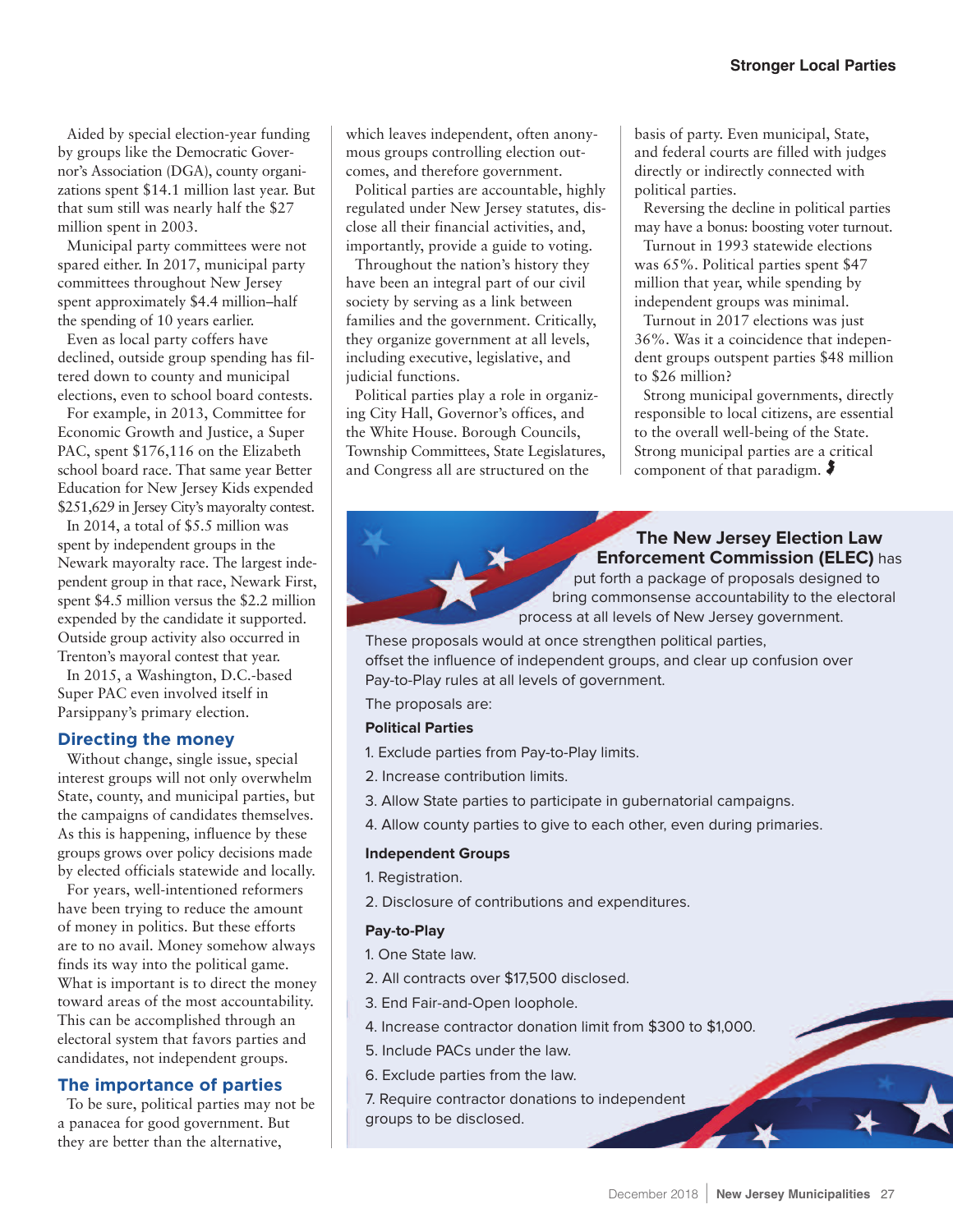Aided by special election-year funding by groups like the Democratic Governor's Association (DGA), county organizations spent $14.1 million last year. But that sum still was nearly half the $27 million spent in 2003.

Municipal party committees were not spared either. In 2017, municipal party committees throughout New Jersey spent approximately $4.4 million–half the spending of 10 years earlier.

Even as local party coffers have declined, outside group spending has filtered down to county and municipal elections, even to school board contests.

For example, in 2013, Committee for Economic Growth and Justice, a Super PAC, spent $176,116 on the Elizabeth school board race. That same year Better Education for New Jersey Kids expended $251,629 in Jersey City's mayoralty contest.

In 2014, a total of $5.5 million was spent by independent groups in the Newark mayoralty race. The largest independent group in that race, Newark First, spent $4.5 million versus the $2.2 million expended by the candidate it supported. Outside group activity also occurred in Trenton's mayoral contest that year.

In 2015, a Washington, D.C.-based Super PAC even involved itself in Parsippany's primary election.

## Directing the money

Without change, single issue, special interest groups will not only overwhelm State, county, and municipal parties, but the campaigns of candidates themselves. As this is happening, influence by these groups grows over policy decisions made by elected officials statewide and locally.

For years, well-intentioned reformers have been trying to reduce the amount of money in politics. But these efforts are to no avail. Money somehow always finds its way into the political game. What is important is to direct the money toward areas of the most accountability. This can be accomplished through an electoral system that favors parties and candidates, not independent groups.

## The importance of parties

To be sure, political parties may not be a panacea for good government. But they are better than the alternative, which leaves independent, often anonymous groups controlling election outcomes, and therefore government.

Political parties are accountable, highly regulated under New Jersey statutes, disclose all their financial activities, and, importantly, provide a guide to voting.

Throughout the nation's history they have been an integral part of our civil society by serving as a link between families and the government. Critically, they organize government at all levels, including executive, legislative, and judicial functions.

Political parties play a role in organizing City Hall, Governor's offices, and the White House. Borough Councils, Township Committees, State Legislatures, and Congress all are structured on the basis of party. Even municipal, State, and federal courts are filled with judges directly or indirectly connected with political parties.

Reversing the decline in political parties may have a bonus: boosting voter turnout.

Turnout in 1993 statewide elections was 65%. Political parties spent $47 million that year, while spending by independent groups was minimal.

Turnout in 2017 elections was just 36%. Was it a coincidence that independent groups outspent parties $48 million to $26 million?

Strong municipal governments, directly responsible to local citizens, are essential to the overall well-being of the State. Strong municipal parties are a critical component of that paradigm.

---

**The New Jersey Election Law Enforcement Commission (ELEC)** has put forth a package of proposals designed to bring commonsense accountability to the electoral process at all levels of New Jersey government.

These proposals would at once strengthen political parties, offset the influence of independent groups, and clear up confusion over Pay-to-Play rules at all levels of government.

The proposals are:

**Political Parties**

1. Exclude parties from Pay-to-Play limits.
2. Increase contribution limits.
3. Allow State parties to participate in gubernatorial campaigns.
4. Allow county parties to give to each other, even during primaries.

**Independent Groups**

1. Registration.
2. Disclosure of contributions and expenditures.

**Pay-to-Play**

1. One State law.
2. All contracts over $17,500 disclosed.
3. End Fair-and-Open loophole.
4. Increase contractor donation limit from $300 to $1,000.
5. Include PACs under the law.
6. Exclude parties from the law.
7. Require contractor donations to independent groups to be disclosed.